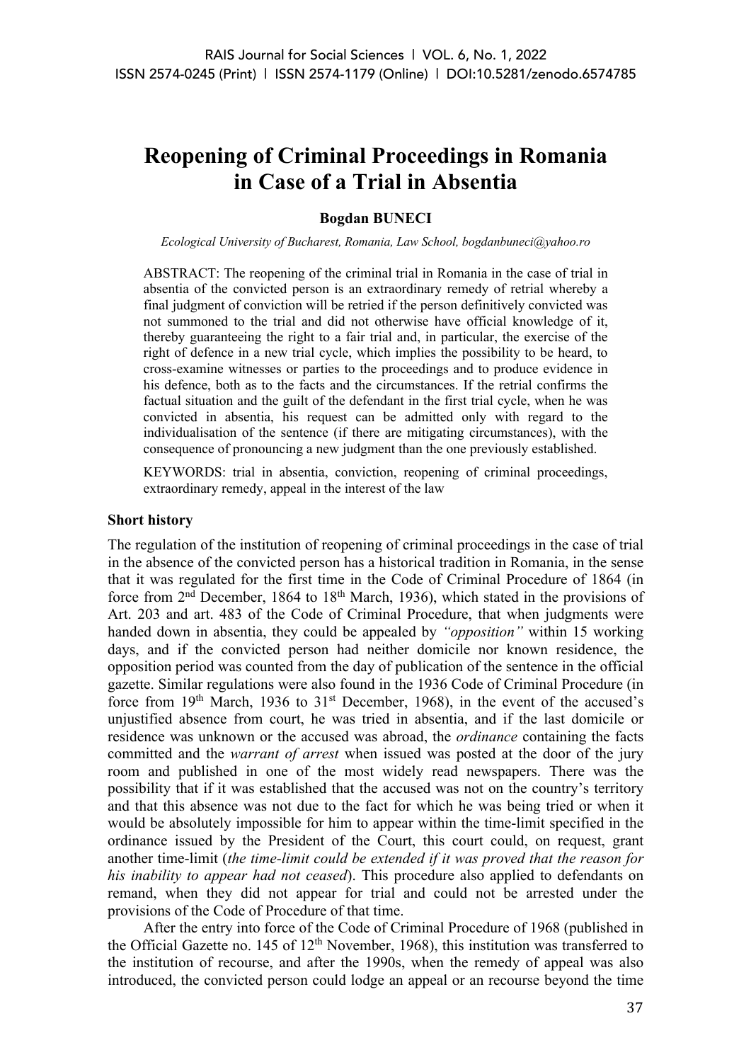# Reopening of Criminal Proceedings in Romania in Case of a Trial in Absentia

**Bogdan BUNECI**

*Ecological University of Bucharest, Romania, Law School, bogdanbuneci@yahoo.ro*

ABSTRACT: The reopening of the criminal trial in Romania in the case of trial in absentia of the convicted person is an extraordinary remedy of retrial whereby a final judgment of conviction will be retried if the person definitively convicted was not summoned to the trial and did not otherwise have official knowledge of it, thereby guaranteeing the right to a fair trial and, in particular, the exercise of the right of defence in a new trial cycle, which implies the possibility to be heard, to cross-examine witnesses or parties to the proceedings and to produce evidence in his defence, both as to the facts and the circumstances. If the retrial confirms the factual situation and the guilt of the defendant in the first trial cycle, when he was convicted in absentia, his request can be admitted only with regard to the individualisation of the sentence (if there are mitigating circumstances), with the consequence of pronouncing a new judgment than the one previously established.

KEYWORDS: trial in absentia, conviction, reopening of criminal proceedings, extraordinary remedy, appeal in the interest of the law

## Short history

The regulation of the institution of reopening of criminal proceedings in the case of trial in the absence of the convicted person has a historical tradition in Romania, in the sense that it was regulated for the first time in the Code of Criminal Procedure of 1864 (in force from 2nd December, 1864 to 18th March, 1936), which stated in the provisions of Art. 203 and art. 483 of the Code of Criminal Procedure, that when judgments were handed down in absentia, they could be appealed by *"opposition"* within 15 working days, and if the convicted person had neither domicile nor known residence, the opposition period was counted from the day of publication of the sentence in the official gazette. Similar regulations were also found in the 1936 Code of Criminal Procedure (in force from 19th March, 1936 to 31st December, 1968), in the event of the accused's unjustified absence from court, he was tried in absentia, and if the last domicile or residence was unknown or the accused was abroad, the *ordinance* containing the facts committed and the *warrant of arrest* when issued was posted at the door of the jury room and published in one of the most widely read newspapers. There was the possibility that if it was established that the accused was not on the country's territory and that this absence was not due to the fact for which he was being tried or when it would be absolutely impossible for him to appear within the time-limit specified in the ordinance issued by the President of the Court, this court could, on request, grant another time-limit (*the time-limit could be extended if it was proved that the reason for his inability to appear had not ceased*). This procedure also applied to defendants on remand, when they did not appear for trial and could not be arrested under the provisions of the Code of Procedure of that time.

After the entry into force of the Code of Criminal Procedure of 1968 (published in the Official Gazette no. 145 of 12th November, 1968), this institution was transferred to the institution of recourse, and after the 1990s, when the remedy of appeal was also introduced, the convicted person could lodge an appeal or an recourse beyond the time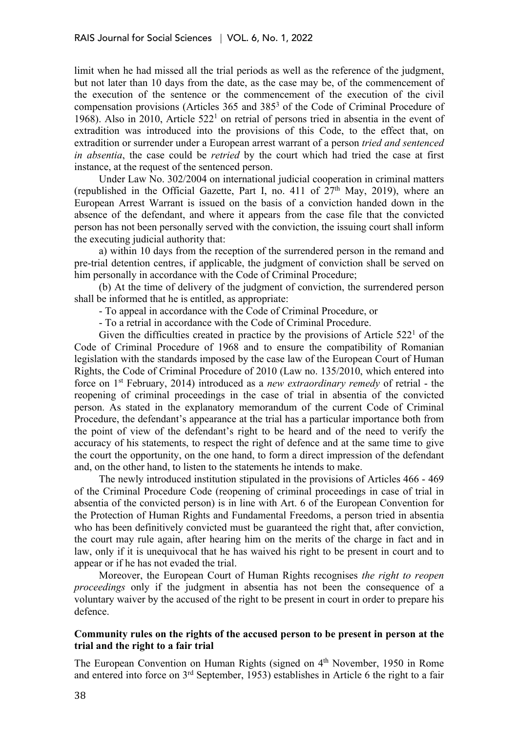limit when he had missed all the trial periods as well as the reference of the judgment, but not later than 10 days from the date, as the case may be, of the commencement of the execution of the sentence or the commencement of the execution of the civil compensation provisions (Articles 365 and 385[3] of the Code of Criminal Procedure of 1968). Also in 2010, Article 522[1] on retrial of persons tried in absentia in the event of extradition was introduced into the provisions of this Code, to the effect that, on extradition or surrender under a European arrest warrant of a person *tried and sentenced in absentia*, the case could be *retried* by the court which had tried the case at first instance, at the request of the sentenced person.

Under Law No. 302/2004 on international judicial cooperation in criminal matters (republished in the Official Gazette, Part I, no. 411 of 27th May, 2019), where an European Arrest Warrant is issued on the basis of a conviction handed down in the absence of the defendant, and where it appears from the case file that the convicted person has not been personally served with the conviction, the issuing court shall inform the executing judicial authority that:

a) within 10 days from the reception of the surrendered person in the remand and pre-trial detention centres, if applicable, the judgment of conviction shall be served on him personally in accordance with the Code of Criminal Procedure;

(b) At the time of delivery of the judgment of conviction, the surrendered person shall be informed that he is entitled, as appropriate:

- To appeal in accordance with the Code of Criminal Procedure, or
- To a retrial in accordance with the Code of Criminal Procedure.

Given the difficulties created in practice by the provisions of Article 522[1] of the Code of Criminal Procedure of 1968 and to ensure the compatibility of Romanian legislation with the standards imposed by the case law of the European Court of Human Rights, the Code of Criminal Procedure of 2010 (Law no. 135/2010, which entered into force on 1st February, 2014) introduced as a *new extraordinary remedy* of retrial - the reopening of criminal proceedings in the case of trial in absentia of the convicted person. As stated in the explanatory memorandum of the current Code of Criminal Procedure, the defendant's appearance at the trial has a particular importance both from the point of view of the defendant's right to be heard and of the need to verify the accuracy of his statements, to respect the right of defence and at the same time to give the court the opportunity, on the one hand, to form a direct impression of the defendant and, on the other hand, to listen to the statements he intends to make.

The newly introduced institution stipulated in the provisions of Articles 466 - 469 of the Criminal Procedure Code (reopening of criminal proceedings in case of trial in absentia of the convicted person) is in line with Art. 6 of the European Convention for the Protection of Human Rights and Fundamental Freedoms, a person tried in absentia who has been definitively convicted must be guaranteed the right that, after conviction, the court may rule again, after hearing him on the merits of the charge in fact and in law, only if it is unequivocal that he has waived his right to be present in court and to appear or if he has not evaded the trial.

Moreover, the European Court of Human Rights recognises *the right to reopen proceedings* only if the judgment in absentia has not been the consequence of a voluntary waiver by the accused of the right to be present in court in order to prepare his defence.

### Community rules on the rights of the accused person to be present in person at the trial and the right to a fair trial

The European Convention on Human Rights (signed on 4th November, 1950 in Rome and entered into force on 3rd September, 1953) establishes in Article 6 the right to a fair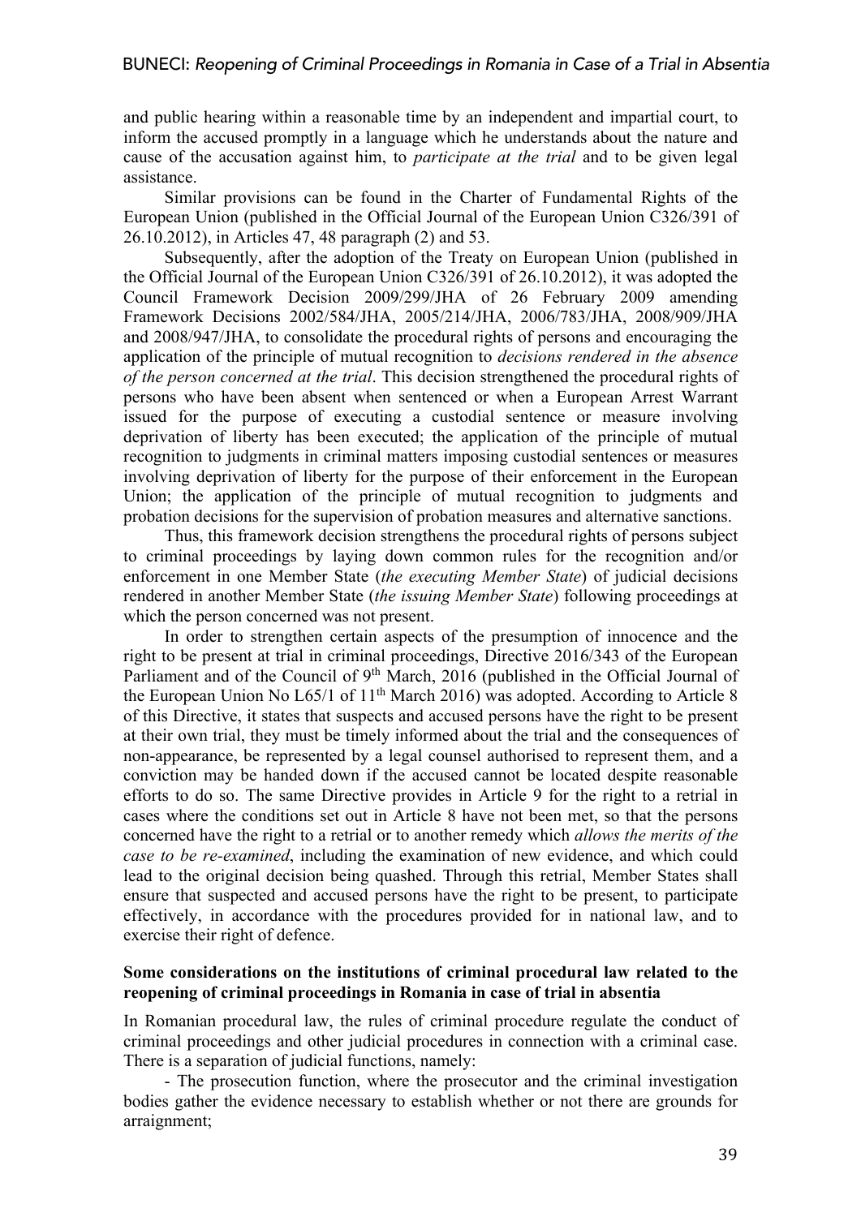and public hearing within a reasonable time by an independent and impartial court, to inform the accused promptly in a language which he understands about the nature and cause of the accusation against him, to *participate at the trial* and to be given legal assistance.

Similar provisions can be found in the Charter of Fundamental Rights of the European Union (published in the Official Journal of the European Union C326/391 of 26.10.2012), in Articles 47, 48 paragraph (2) and 53.

Subsequently, after the adoption of the Treaty on European Union (published in the Official Journal of the European Union C326/391 of 26.10.2012), it was adopted the Council Framework Decision 2009/299/JHA of 26 February 2009 amending Framework Decisions 2002/584/JHA, 2005/214/JHA, 2006/783/JHA, 2008/909/JHA and 2008/947/JHA, to consolidate the procedural rights of persons and encouraging the application of the principle of mutual recognition to *decisions rendered in the absence of the person concerned at the trial*. This decision strengthened the procedural rights of persons who have been absent when sentenced or when a European Arrest Warrant issued for the purpose of executing a custodial sentence or measure involving deprivation of liberty has been executed; the application of the principle of mutual recognition to judgments in criminal matters imposing custodial sentences or measures involving deprivation of liberty for the purpose of their enforcement in the European Union; the application of the principle of mutual recognition to judgments and probation decisions for the supervision of probation measures and alternative sanctions.

Thus, this framework decision strengthens the procedural rights of persons subject to criminal proceedings by laying down common rules for the recognition and/or enforcement in one Member State (*the executing Member State*) of judicial decisions rendered in another Member State (*the issuing Member State*) following proceedings at which the person concerned was not present.

In order to strengthen certain aspects of the presumption of innocence and the right to be present at trial in criminal proceedings, Directive 2016/343 of the European Parliament and of the Council of 9th March, 2016 (published in the Official Journal of the European Union No L65/1 of 11th March 2016) was adopted. According to Article 8 of this Directive, it states that suspects and accused persons have the right to be present at their own trial, they must be timely informed about the trial and the consequences of non-appearance, be represented by a legal counsel authorised to represent them, and a conviction may be handed down if the accused cannot be located despite reasonable efforts to do so. The same Directive provides in Article 9 for the right to a retrial in cases where the conditions set out in Article 8 have not been met, so that the persons concerned have the right to a retrial or to another remedy which *allows the merits of the case to be re-examined*, including the examination of new evidence, and which could lead to the original decision being quashed. Through this retrial, Member States shall ensure that suspected and accused persons have the right to be present, to participate effectively, in accordance with the procedures provided for in national law, and to exercise their right of defence.

## Some considerations on the institutions of criminal procedural law related to the reopening of criminal proceedings in Romania in case of trial in absentia

In Romanian procedural law, the rules of criminal procedure regulate the conduct of criminal proceedings and other judicial procedures in connection with a criminal case. There is a separation of judicial functions, namely:

- The prosecution function, where the prosecutor and the criminal investigation bodies gather the evidence necessary to establish whether or not there are grounds for arraignment;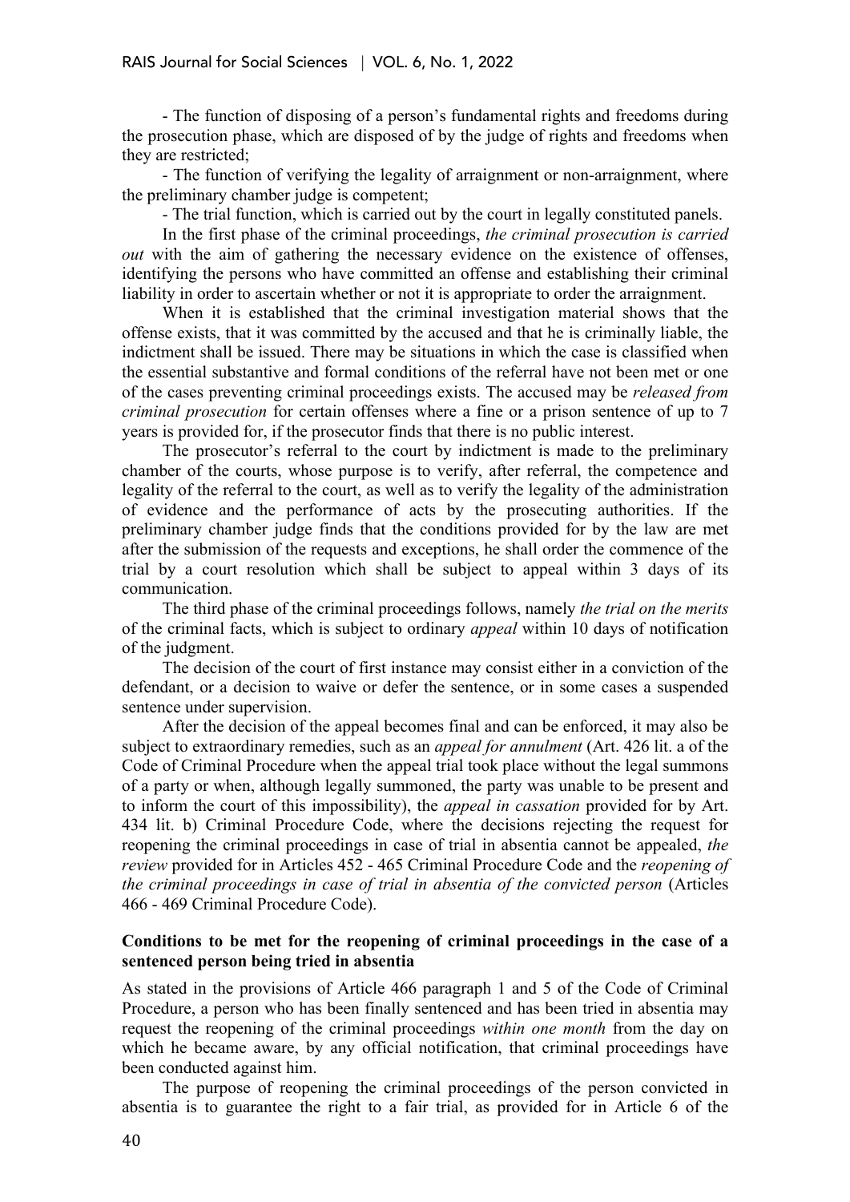- The function of disposing of a person's fundamental rights and freedoms during the prosecution phase, which are disposed of by the judge of rights and freedoms when they are restricted;

- The function of verifying the legality of arraignment or non-arraignment, where the preliminary chamber judge is competent;

- The trial function, which is carried out by the court in legally constituted panels.

In the first phase of the criminal proceedings, *the criminal prosecution is carried out* with the aim of gathering the necessary evidence on the existence of offenses, identifying the persons who have committed an offense and establishing their criminal liability in order to ascertain whether or not it is appropriate to order the arraignment.

When it is established that the criminal investigation material shows that the offense exists, that it was committed by the accused and that he is criminally liable, the indictment shall be issued. There may be situations in which the case is classified when the essential substantive and formal conditions of the referral have not been met or one of the cases preventing criminal proceedings exists. The accused may be *released from criminal prosecution* for certain offenses where a fine or a prison sentence of up to 7 years is provided for, if the prosecutor finds that there is no public interest.

The prosecutor's referral to the court by indictment is made to the preliminary chamber of the courts, whose purpose is to verify, after referral, the competence and legality of the referral to the court, as well as to verify the legality of the administration of evidence and the performance of acts by the prosecuting authorities. If the preliminary chamber judge finds that the conditions provided for by the law are met after the submission of the requests and exceptions, he shall order the commence of the trial by a court resolution which shall be subject to appeal within 3 days of its communication.

The third phase of the criminal proceedings follows, namely *the trial on the merits* of the criminal facts, which is subject to ordinary *appeal* within 10 days of notification of the judgment.

The decision of the court of first instance may consist either in a conviction of the defendant, or a decision to waive or defer the sentence, or in some cases a suspended sentence under supervision.

After the decision of the appeal becomes final and can be enforced, it may also be subject to extraordinary remedies, such as an *appeal for annulment* (Art. 426 lit. a of the Code of Criminal Procedure when the appeal trial took place without the legal summons of a party or when, although legally summoned, the party was unable to be present and to inform the court of this impossibility), the *appeal in cassation* provided for by Art. 434 lit. b) Criminal Procedure Code, where the decisions rejecting the request for reopening the criminal proceedings in case of trial in absentia cannot be appealed, *the review* provided for in Articles 452 - 465 Criminal Procedure Code and the *reopening of the criminal proceedings in case of trial in absentia of the convicted person* (Articles 466 - 469 Criminal Procedure Code).

**Conditions to be met for the reopening of criminal proceedings in the case of a sentenced person being tried in absentia**

As stated in the provisions of Article 466 paragraph 1 and 5 of the Code of Criminal Procedure, a person who has been finally sentenced and has been tried in absentia may request the reopening of the criminal proceedings *within one month* from the day on which he became aware, by any official notification, that criminal proceedings have been conducted against him.

The purpose of reopening the criminal proceedings of the person convicted in absentia is to guarantee the right to a fair trial, as provided for in Article 6 of the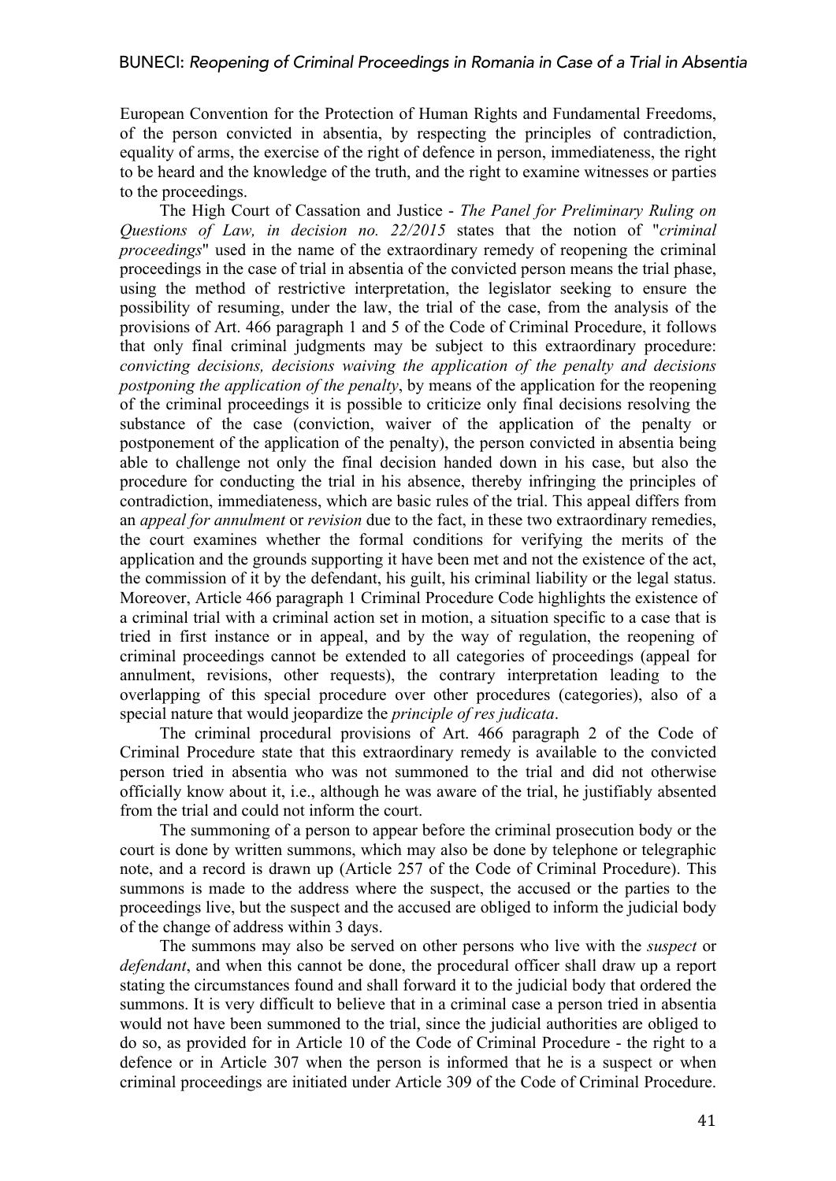European Convention for the Protection of Human Rights and Fundamental Freedoms, of the person convicted in absentia, by respecting the principles of contradiction, equality of arms, the exercise of the right of defence in person, immediateness, the right to be heard and the knowledge of the truth, and the right to examine witnesses or parties to the proceedings.

The High Court of Cassation and Justice - *The Panel for Preliminary Ruling on Questions of Law, in decision no. 22/2015* states that the notion of "*criminal proceedings*" used in the name of the extraordinary remedy of reopening the criminal proceedings in the case of trial in absentia of the convicted person means the trial phase, using the method of restrictive interpretation, the legislator seeking to ensure the possibility of resuming, under the law, the trial of the case, from the analysis of the provisions of Art. 466 paragraph 1 and 5 of the Code of Criminal Procedure, it follows that only final criminal judgments may be subject to this extraordinary procedure: *convicting decisions, decisions waiving the application of the penalty and decisions postponing the application of the penalty*, by means of the application for the reopening of the criminal proceedings it is possible to criticize only final decisions resolving the substance of the case (conviction, waiver of the application of the penalty or postponement of the application of the penalty), the person convicted in absentia being able to challenge not only the final decision handed down in his case, but also the procedure for conducting the trial in his absence, thereby infringing the principles of contradiction, immediateness, which are basic rules of the trial. This appeal differs from an *appeal for annulment* or *revision* due to the fact, in these two extraordinary remedies, the court examines whether the formal conditions for verifying the merits of the application and the grounds supporting it have been met and not the existence of the act, the commission of it by the defendant, his guilt, his criminal liability or the legal status. Moreover, Article 466 paragraph 1 Criminal Procedure Code highlights the existence of a criminal trial with a criminal action set in motion, a situation specific to a case that is tried in first instance or in appeal, and by the way of regulation, the reopening of criminal proceedings cannot be extended to all categories of proceedings (appeal for annulment, revisions, other requests), the contrary interpretation leading to the overlapping of this special procedure over other procedures (categories), also of a special nature that would jeopardize the *principle of res judicata*.

The criminal procedural provisions of Art. 466 paragraph 2 of the Code of Criminal Procedure state that this extraordinary remedy is available to the convicted person tried in absentia who was not summoned to the trial and did not otherwise officially know about it, i.e., although he was aware of the trial, he justifiably absented from the trial and could not inform the court.

The summoning of a person to appear before the criminal prosecution body or the court is done by written summons, which may also be done by telephone or telegraphic note, and a record is drawn up (Article 257 of the Code of Criminal Procedure). This summons is made to the address where the suspect, the accused or the parties to the proceedings live, but the suspect and the accused are obliged to inform the judicial body of the change of address within 3 days.

The summons may also be served on other persons who live with the *suspect* or *defendant*, and when this cannot be done, the procedural officer shall draw up a report stating the circumstances found and shall forward it to the judicial body that ordered the summons. It is very difficult to believe that in a criminal case a person tried in absentia would not have been summoned to the trial, since the judicial authorities are obliged to do so, as provided for in Article 10 of the Code of Criminal Procedure - the right to a defence or in Article 307 when the person is informed that he is a suspect or when criminal proceedings are initiated under Article 309 of the Code of Criminal Procedure.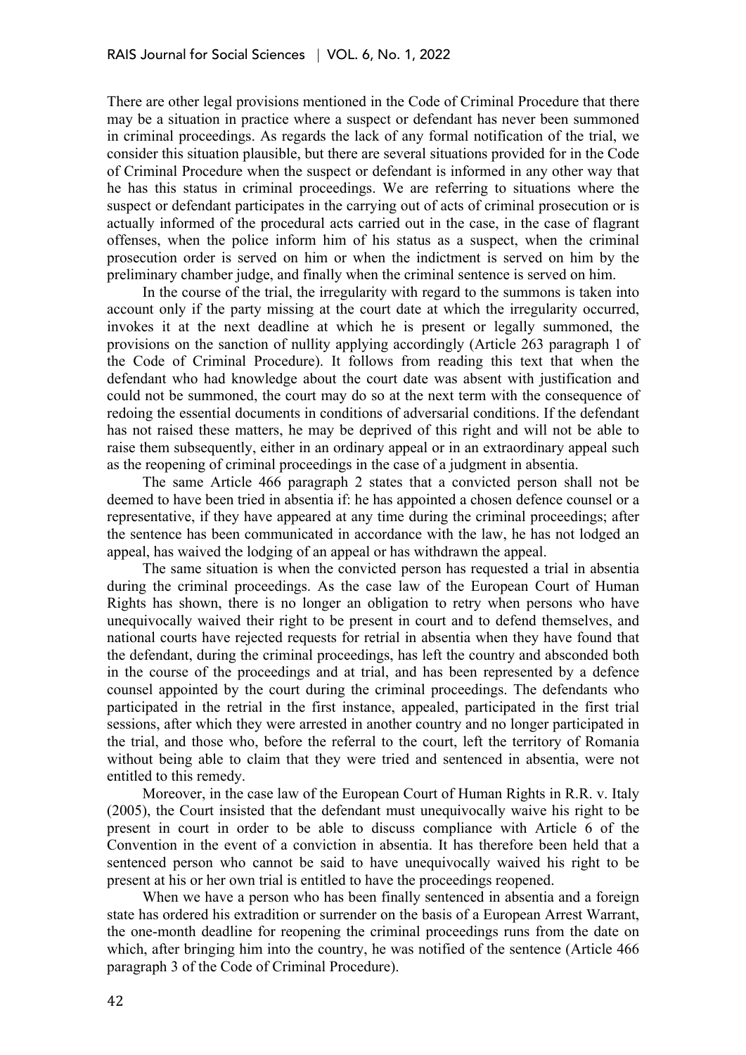There are other legal provisions mentioned in the Code of Criminal Procedure that there may be a situation in practice where a suspect or defendant has never been summoned in criminal proceedings. As regards the lack of any formal notification of the trial, we consider this situation plausible, but there are several situations provided for in the Code of Criminal Procedure when the suspect or defendant is informed in any other way that he has this status in criminal proceedings. We are referring to situations where the suspect or defendant participates in the carrying out of acts of criminal prosecution or is actually informed of the procedural acts carried out in the case, in the case of flagrant offenses, when the police inform him of his status as a suspect, when the criminal prosecution order is served on him or when the indictment is served on him by the preliminary chamber judge, and finally when the criminal sentence is served on him.

In the course of the trial, the irregularity with regard to the summons is taken into account only if the party missing at the court date at which the irregularity occurred, invokes it at the next deadline at which he is present or legally summoned, the provisions on the sanction of nullity applying accordingly (Article 263 paragraph 1 of the Code of Criminal Procedure). It follows from reading this text that when the defendant who had knowledge about the court date was absent with justification and could not be summoned, the court may do so at the next term with the consequence of redoing the essential documents in conditions of adversarial conditions. If the defendant has not raised these matters, he may be deprived of this right and will not be able to raise them subsequently, either in an ordinary appeal or in an extraordinary appeal such as the reopening of criminal proceedings in the case of a judgment in absentia.

The same Article 466 paragraph 2 states that a convicted person shall not be deemed to have been tried in absentia if: he has appointed a chosen defence counsel or a representative, if they have appeared at any time during the criminal proceedings; after the sentence has been communicated in accordance with the law, he has not lodged an appeal, has waived the lodging of an appeal or has withdrawn the appeal.

The same situation is when the convicted person has requested a trial in absentia during the criminal proceedings. As the case law of the European Court of Human Rights has shown, there is no longer an obligation to retry when persons who have unequivocally waived their right to be present in court and to defend themselves, and national courts have rejected requests for retrial in absentia when they have found that the defendant, during the criminal proceedings, has left the country and absconded both in the course of the proceedings and at trial, and has been represented by a defence counsel appointed by the court during the criminal proceedings. The defendants who participated in the retrial in the first instance, appealed, participated in the first trial sessions, after which they were arrested in another country and no longer participated in the trial, and those who, before the referral to the court, left the territory of Romania without being able to claim that they were tried and sentenced in absentia, were not entitled to this remedy.

Moreover, in the case law of the European Court of Human Rights in R.R. v. Italy (2005), the Court insisted that the defendant must unequivocally waive his right to be present in court in order to be able to discuss compliance with Article 6 of the Convention in the event of a conviction in absentia. It has therefore been held that a sentenced person who cannot be said to have unequivocally waived his right to be present at his or her own trial is entitled to have the proceedings reopened.

When we have a person who has been finally sentenced in absentia and a foreign state has ordered his extradition or surrender on the basis of a European Arrest Warrant, the one-month deadline for reopening the criminal proceedings runs from the date on which, after bringing him into the country, he was notified of the sentence (Article 466 paragraph 3 of the Code of Criminal Procedure).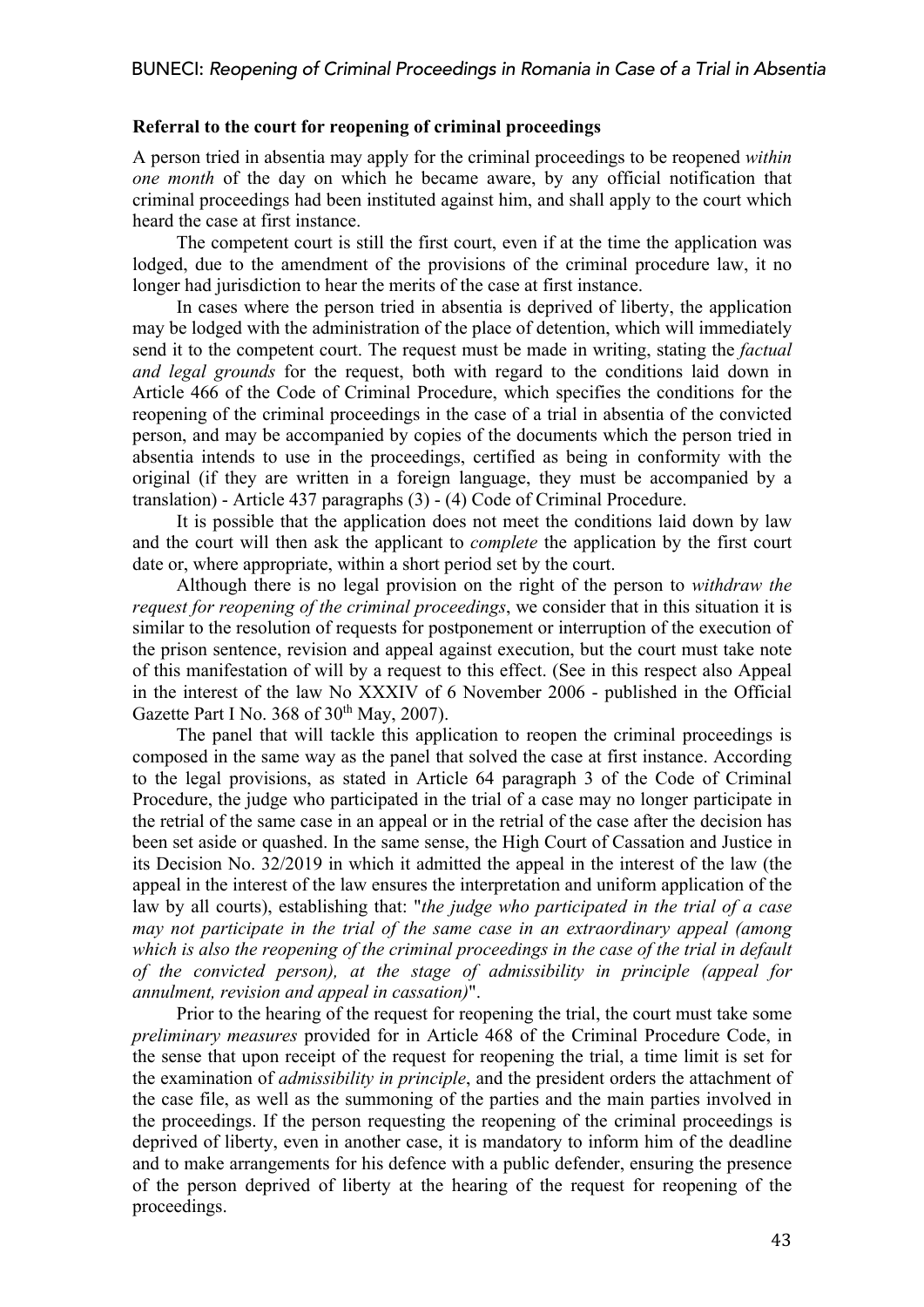**Referral to the court for reopening of criminal proceedings**

A person tried in absentia may apply for the criminal proceedings to be reopened *within one month* of the day on which he became aware, by any official notification that criminal proceedings had been instituted against him, and shall apply to the court which heard the case at first instance.

The competent court is still the first court, even if at the time the application was lodged, due to the amendment of the provisions of the criminal procedure law, it no longer had jurisdiction to hear the merits of the case at first instance.

In cases where the person tried in absentia is deprived of liberty, the application may be lodged with the administration of the place of detention, which will immediately send it to the competent court. The request must be made in writing, stating the *factual and legal grounds* for the request, both with regard to the conditions laid down in Article 466 of the Code of Criminal Procedure, which specifies the conditions for the reopening of the criminal proceedings in the case of a trial in absentia of the convicted person, and may be accompanied by copies of the documents which the person tried in absentia intends to use in the proceedings, certified as being in conformity with the original (if they are written in a foreign language, they must be accompanied by a translation) - Article 437 paragraphs (3) - (4) Code of Criminal Procedure.

It is possible that the application does not meet the conditions laid down by law and the court will then ask the applicant to *complete* the application by the first court date or, where appropriate, within a short period set by the court.

Although there is no legal provision on the right of the person to *withdraw the request for reopening of the criminal proceedings*, we consider that in this situation it is similar to the resolution of requests for postponement or interruption of the execution of the prison sentence, revision and appeal against execution, but the court must take note of this manifestation of will by a request to this effect. (See in this respect also Appeal in the interest of the law No XXXIV of 6 November 2006 - published in the Official Gazette Part I No. 368 of 30th May, 2007).

The panel that will tackle this application to reopen the criminal proceedings is composed in the same way as the panel that solved the case at first instance. According to the legal provisions, as stated in Article 64 paragraph 3 of the Code of Criminal Procedure, the judge who participated in the trial of a case may no longer participate in the retrial of the same case in an appeal or in the retrial of the case after the decision has been set aside or quashed. In the same sense, the High Court of Cassation and Justice in its Decision No. 32/2019 in which it admitted the appeal in the interest of the law (the appeal in the interest of the law ensures the interpretation and uniform application of the law by all courts), establishing that: "*the judge who participated in the trial of a case may not participate in the trial of the same case in an extraordinary appeal (among which is also the reopening of the criminal proceedings in the case of the trial in default of the convicted person), at the stage of admissibility in principle (appeal for annulment, revision and appeal in cassation)*".

Prior to the hearing of the request for reopening the trial, the court must take some *preliminary measures* provided for in Article 468 of the Criminal Procedure Code, in the sense that upon receipt of the request for reopening the trial, a time limit is set for the examination of *admissibility in principle*, and the president orders the attachment of the case file, as well as the summoning of the parties and the main parties involved in the proceedings. If the person requesting the reopening of the criminal proceedings is deprived of liberty, even in another case, it is mandatory to inform him of the deadline and to make arrangements for his defence with a public defender, ensuring the presence of the person deprived of liberty at the hearing of the request for reopening of the proceedings.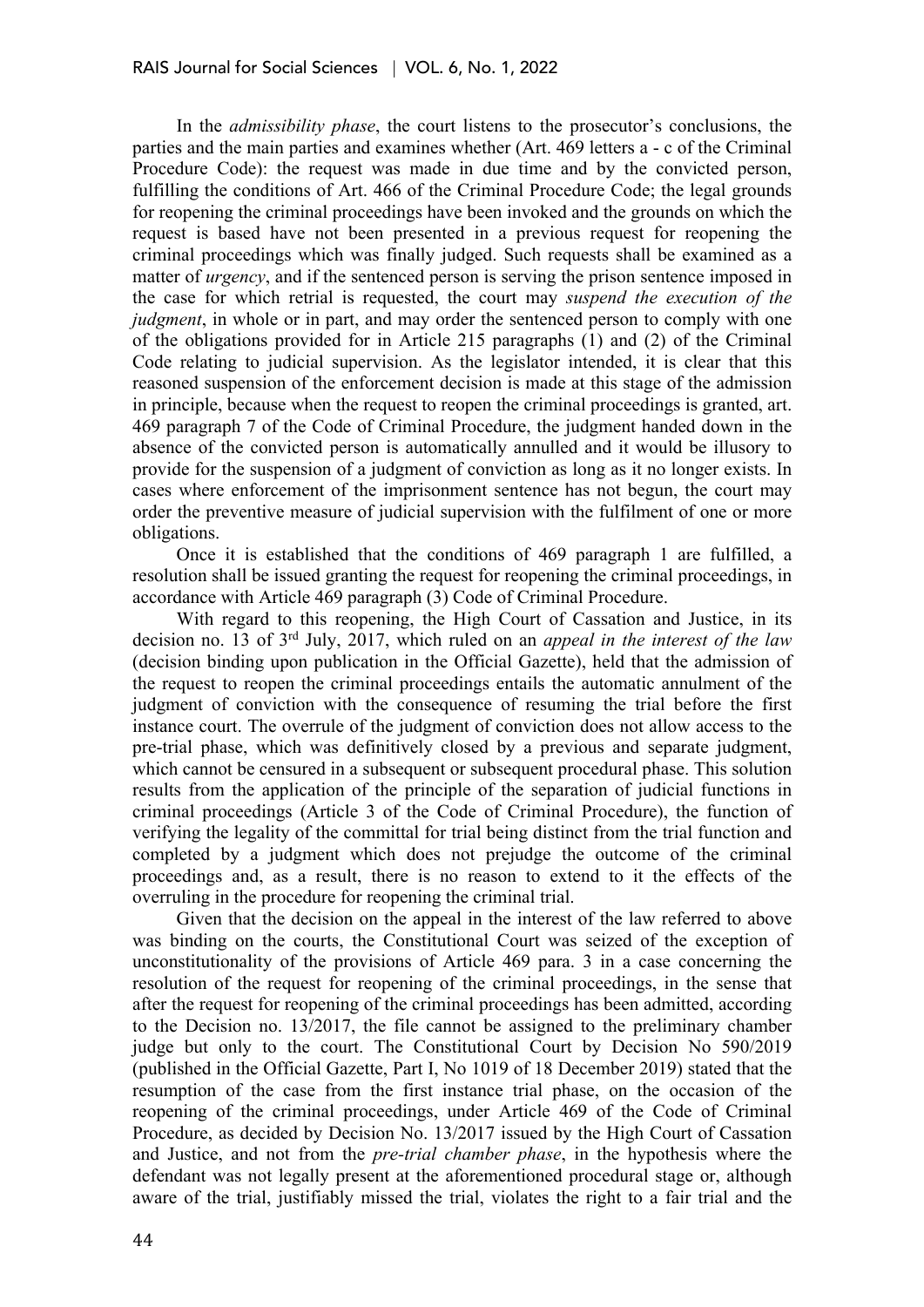In the *admissibility phase*, the court listens to the prosecutor's conclusions, the parties and the main parties and examines whether (Art. 469 letters a - c of the Criminal Procedure Code): the request was made in due time and by the convicted person, fulfilling the conditions of Art. 466 of the Criminal Procedure Code; the legal grounds for reopening the criminal proceedings have been invoked and the grounds on which the request is based have not been presented in a previous request for reopening the criminal proceedings which was finally judged. Such requests shall be examined as a matter of *urgency*, and if the sentenced person is serving the prison sentence imposed in the case for which retrial is requested, the court may *suspend the execution of the judgment*, in whole or in part, and may order the sentenced person to comply with one of the obligations provided for in Article 215 paragraphs (1) and (2) of the Criminal Code relating to judicial supervision. As the legislator intended, it is clear that this reasoned suspension of the enforcement decision is made at this stage of the admission in principle, because when the request to reopen the criminal proceedings is granted, art. 469 paragraph 7 of the Code of Criminal Procedure, the judgment handed down in the absence of the convicted person is automatically annulled and it would be illusory to provide for the suspension of a judgment of conviction as long as it no longer exists. In cases where enforcement of the imprisonment sentence has not begun, the court may order the preventive measure of judicial supervision with the fulfilment of one or more obligations.

Once it is established that the conditions of 469 paragraph 1 are fulfilled, a resolution shall be issued granting the request for reopening the criminal proceedings, in accordance with Article 469 paragraph (3) Code of Criminal Procedure.

With regard to this reopening, the High Court of Cassation and Justice, in its decision no. 13 of 3rd July, 2017, which ruled on an *appeal in the interest of the law* (decision binding upon publication in the Official Gazette), held that the admission of the request to reopen the criminal proceedings entails the automatic annulment of the judgment of conviction with the consequence of resuming the trial before the first instance court. The overrule of the judgment of conviction does not allow access to the pre-trial phase, which was definitively closed by a previous and separate judgment, which cannot be censured in a subsequent or subsequent procedural phase. This solution results from the application of the principle of the separation of judicial functions in criminal proceedings (Article 3 of the Code of Criminal Procedure), the function of verifying the legality of the committal for trial being distinct from the trial function and completed by a judgment which does not prejudge the outcome of the criminal proceedings and, as a result, there is no reason to extend to it the effects of the overruling in the procedure for reopening the criminal trial.

Given that the decision on the appeal in the interest of the law referred to above was binding on the courts, the Constitutional Court was seized of the exception of unconstitutionality of the provisions of Article 469 para. 3 in a case concerning the resolution of the request for reopening of the criminal proceedings, in the sense that after the request for reopening of the criminal proceedings has been admitted, according to the Decision no. 13/2017, the file cannot be assigned to the preliminary chamber judge but only to the court. The Constitutional Court by Decision No 590/2019 (published in the Official Gazette, Part I, No 1019 of 18 December 2019) stated that the resumption of the case from the first instance trial phase, on the occasion of the reopening of the criminal proceedings, under Article 469 of the Code of Criminal Procedure, as decided by Decision No. 13/2017 issued by the High Court of Cassation and Justice, and not from the *pre-trial chamber phase*, in the hypothesis where the defendant was not legally present at the aforementioned procedural stage or, although aware of the trial, justifiably missed the trial, violates the right to a fair trial and the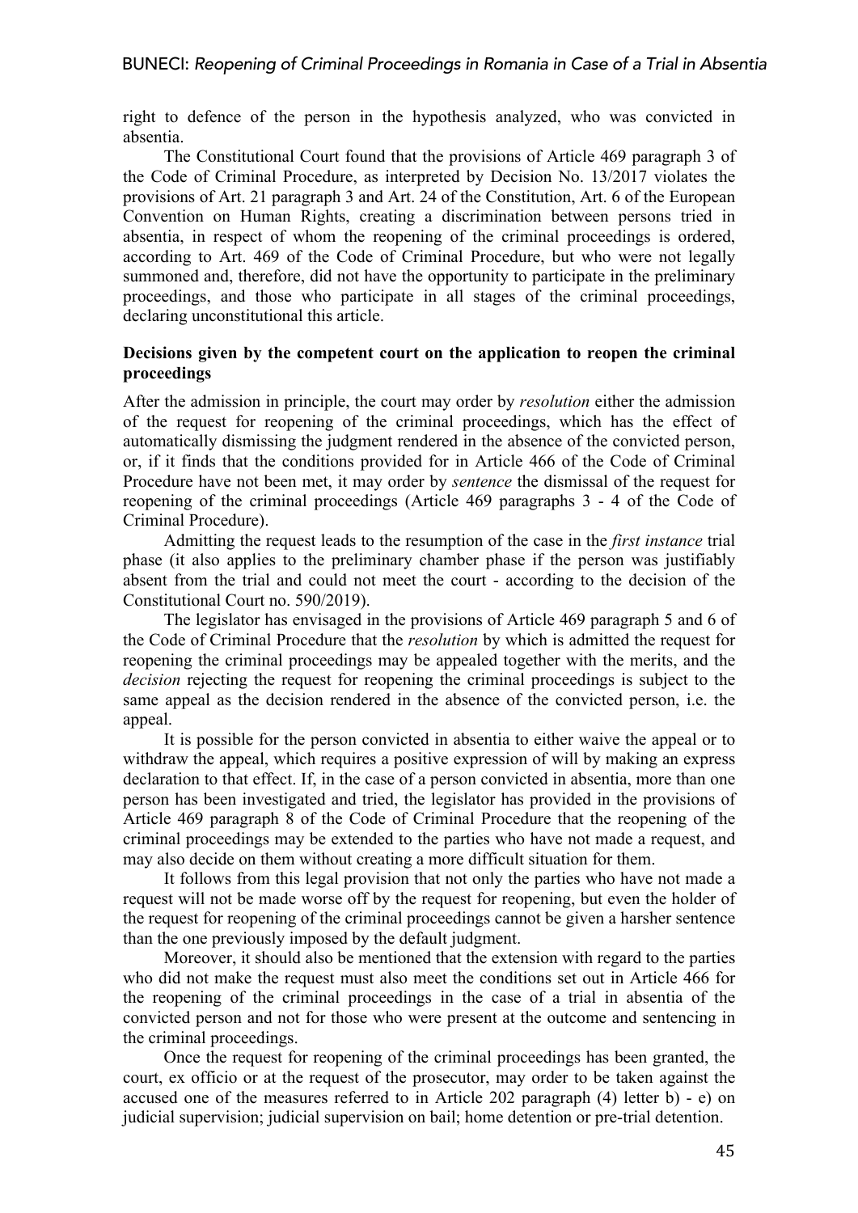right to defence of the person in the hypothesis analyzed, who was convicted in absentia.

The Constitutional Court found that the provisions of Article 469 paragraph 3 of the Code of Criminal Procedure, as interpreted by Decision No. 13/2017 violates the provisions of Art. 21 paragraph 3 and Art. 24 of the Constitution, Art. 6 of the European Convention on Human Rights, creating a discrimination between persons tried in absentia, in respect of whom the reopening of the criminal proceedings is ordered, according to Art. 469 of the Code of Criminal Procedure, but who were not legally summoned and, therefore, did not have the opportunity to participate in the preliminary proceedings, and those who participate in all stages of the criminal proceedings, declaring unconstitutional this article.

**Decisions given by the competent court on the application to reopen the criminal proceedings**

After the admission in principle, the court may order by *resolution* either the admission of the request for reopening of the criminal proceedings, which has the effect of automatically dismissing the judgment rendered in the absence of the convicted person, or, if it finds that the conditions provided for in Article 466 of the Code of Criminal Procedure have not been met, it may order by *sentence* the dismissal of the request for reopening of the criminal proceedings (Article 469 paragraphs 3 - 4 of the Code of Criminal Procedure).

Admitting the request leads to the resumption of the case in the *first instance* trial phase (it also applies to the preliminary chamber phase if the person was justifiably absent from the trial and could not meet the court - according to the decision of the Constitutional Court no. 590/2019).

The legislator has envisaged in the provisions of Article 469 paragraph 5 and 6 of the Code of Criminal Procedure that the *resolution* by which is admitted the request for reopening the criminal proceedings may be appealed together with the merits, and the *decision* rejecting the request for reopening the criminal proceedings is subject to the same appeal as the decision rendered in the absence of the convicted person, i.e. the appeal.

It is possible for the person convicted in absentia to either waive the appeal or to withdraw the appeal, which requires a positive expression of will by making an express declaration to that effect. If, in the case of a person convicted in absentia, more than one person has been investigated and tried, the legislator has provided in the provisions of Article 469 paragraph 8 of the Code of Criminal Procedure that the reopening of the criminal proceedings may be extended to the parties who have not made a request, and may also decide on them without creating a more difficult situation for them.

It follows from this legal provision that not only the parties who have not made a request will not be made worse off by the request for reopening, but even the holder of the request for reopening of the criminal proceedings cannot be given a harsher sentence than the one previously imposed by the default judgment.

Moreover, it should also be mentioned that the extension with regard to the parties who did not make the request must also meet the conditions set out in Article 466 for the reopening of the criminal proceedings in the case of a trial in absentia of the convicted person and not for those who were present at the outcome and sentencing in the criminal proceedings.

Once the request for reopening of the criminal proceedings has been granted, the court, ex officio or at the request of the prosecutor, may order to be taken against the accused one of the measures referred to in Article 202 paragraph (4) letter b) - e) on judicial supervision; judicial supervision on bail; home detention or pre-trial detention.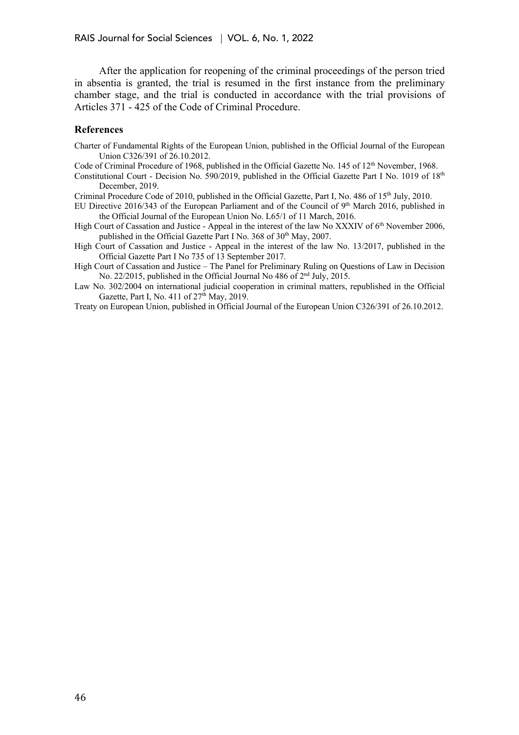After the application for reopening of the criminal proceedings of the person tried in absentia is granted, the trial is resumed in the first instance from the preliminary chamber stage, and the trial is conducted in accordance with the trial provisions of Articles 371 - 425 of the Code of Criminal Procedure.

## References

Charter of Fundamental Rights of the European Union, published in the Official Journal of the European Union C326/391 of 26.10.2012.

Code of Criminal Procedure of 1968, published in the Official Gazette No. 145 of 12th November, 1968.

Constitutional Court - Decision No. 590/2019, published in the Official Gazette Part I No. 1019 of 18th December, 2019.

Criminal Procedure Code of 2010, published in the Official Gazette, Part I, No. 486 of 15th July, 2010.

EU Directive 2016/343 of the European Parliament and of the Council of 9th March 2016, published in the Official Journal of the European Union No. L65/1 of 11 March, 2016.

High Court of Cassation and Justice - Appeal in the interest of the law No XXXIV of 6th November 2006, published in the Official Gazette Part I No. 368 of 30th May, 2007.

High Court of Cassation and Justice - Appeal in the interest of the law No. 13/2017, published in the Official Gazette Part I No 735 of 13 September 2017.

High Court of Cassation and Justice – The Panel for Preliminary Ruling on Questions of Law in Decision No. 22/2015, published in the Official Journal No 486 of 2nd July, 2015.

Law No. 302/2004 on international judicial cooperation in criminal matters, republished in the Official Gazette, Part I, No. 411 of 27th May, 2019.

Treaty on European Union, published in Official Journal of the European Union C326/391 of 26.10.2012.